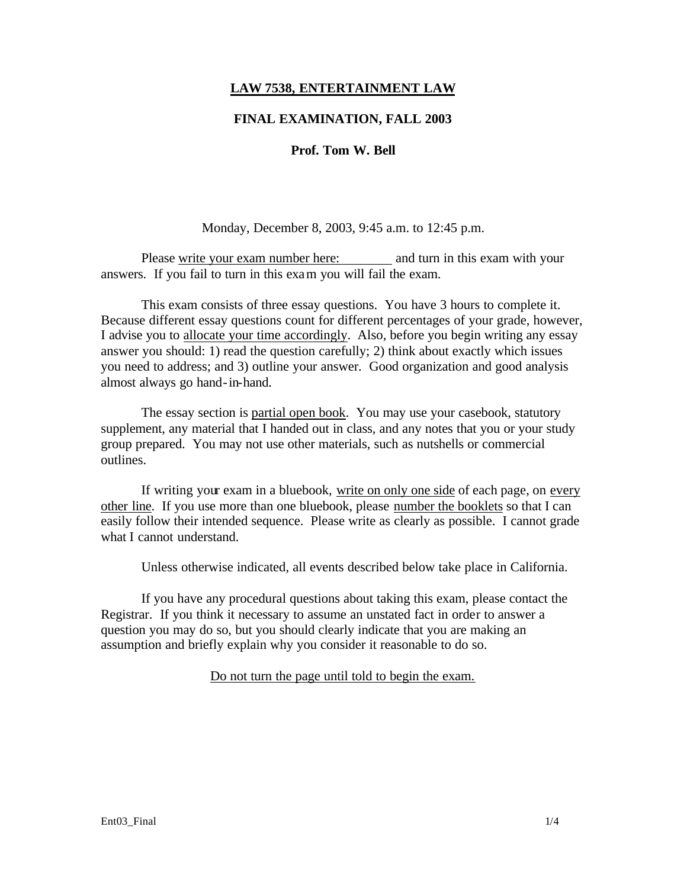# **LAW 7538, ENTERTAINMENT LAW**

## **FINAL EXAMINATION, FALL 2003**

### **Prof. Tom W. Bell**

Monday, December 8, 2003, 9:45 a.m. to 12:45 p.m.

Please write your exam number here: ________ and turn in this exam with your answers. If you fail to turn in this exam you will fail the exam.

This exam consists of three essay questions. You have 3 hours to complete it. Because different essay questions count for different percentages of your grade, however, I advise you to allocate your time accordingly. Also, before you begin writing any essay answer you should: 1) read the question carefully; 2) think about exactly which issues you need to address; and 3) outline your answer. Good organization and good analysis almost always go hand-in-hand.

The essay section is partial open book. You may use your casebook, statutory supplement, any material that I handed out in class, and any notes that you or your study group prepared. You may not use other materials, such as nutshells or commercial outlines.

If writing your exam in a bluebook, write on only one side of each page, on every other line. If you use more than one bluebook, please number the booklets so that I can easily follow their intended sequence. Please write as clearly as possible. I cannot grade what I cannot understand.

Unless otherwise indicated, all events described below take place in California.

If you have any procedural questions about taking this exam, please contact the Registrar. If you think it necessary to assume an unstated fact in order to answer a question you may do so, but you should clearly indicate that you are making an assumption and briefly explain why you consider it reasonable to do so.

Do not turn the page until told to begin the exam.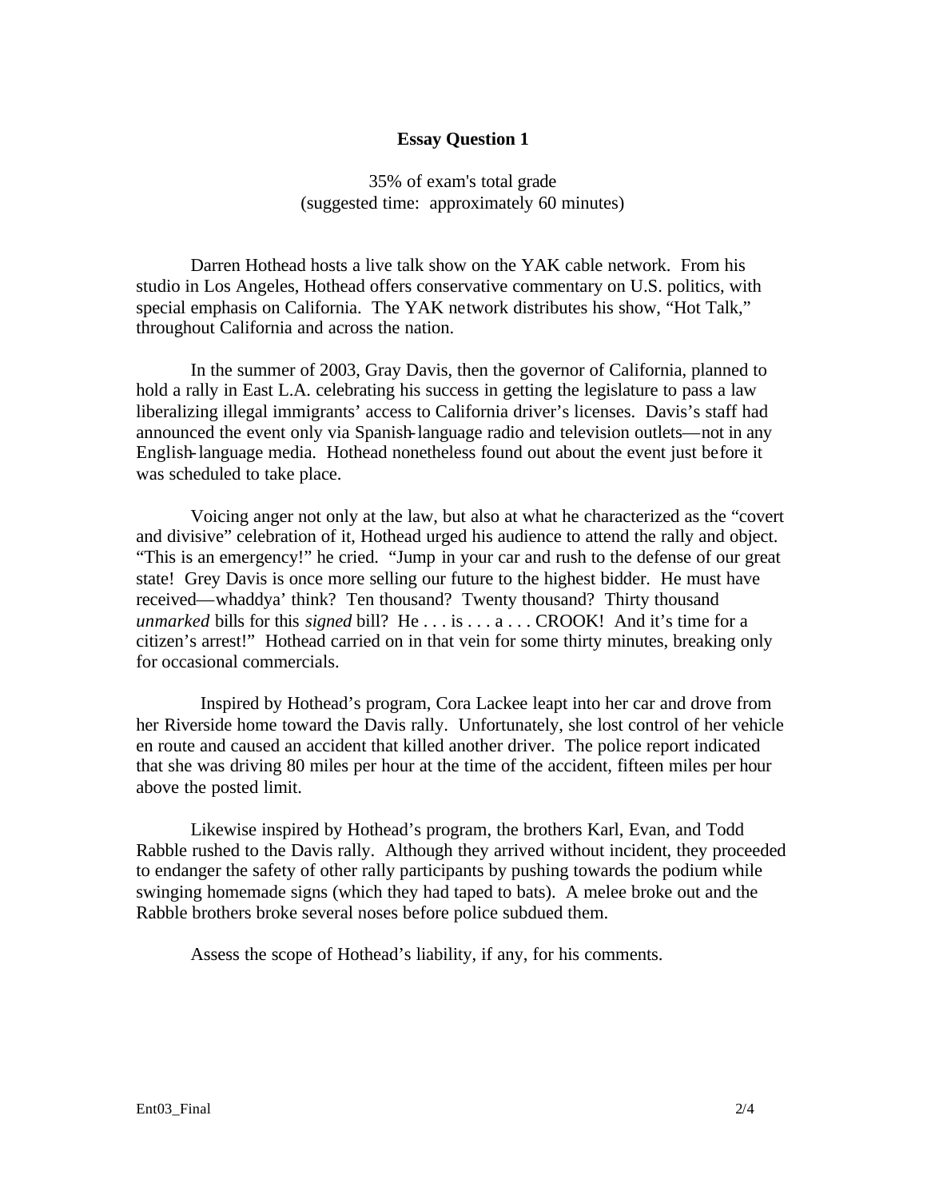**Essay Question 1**

35% of exam's total grade
(suggested time: approximately 60 minutes)

Darren Hothead hosts a live talk show on the YAK cable network. From his studio in Los Angeles, Hothead offers conservative commentary on U.S. politics, with special emphasis on California. The YAK network distributes his show, "Hot Talk," throughout California and across the nation.

In the summer of 2003, Gray Davis, then the governor of California, planned to hold a rally in East L.A. celebrating his success in getting the legislature to pass a law liberalizing illegal immigrants' access to California driver's licenses. Davis's staff had announced the event only via Spanish-language radio and television outlets—not in any English-language media. Hothead nonetheless found out about the event just before it was scheduled to take place.

Voicing anger not only at the law, but also at what he characterized as the "covert and divisive" celebration of it, Hothead urged his audience to attend the rally and object. "This is an emergency!" he cried. "Jump in your car and rush to the defense of our great state! Grey Davis is once more selling our future to the highest bidder. He must have received—whaddya' think? Ten thousand? Twenty thousand? Thirty thousand *unmarked* bills for this *signed* bill? He . . . is . . . a . . . CROOK! And it's time for a citizen's arrest!" Hothead carried on in that vein for some thirty minutes, breaking only for occasional commercials.

Inspired by Hothead's program, Cora Lackee leapt into her car and drove from her Riverside home toward the Davis rally. Unfortunately, she lost control of her vehicle en route and caused an accident that killed another driver. The police report indicated that she was driving 80 miles per hour at the time of the accident, fifteen miles per hour above the posted limit.

Likewise inspired by Hothead's program, the brothers Karl, Evan, and Todd Rabble rushed to the Davis rally. Although they arrived without incident, they proceeded to endanger the safety of other rally participants by pushing towards the podium while swinging homemade signs (which they had taped to bats). A melee broke out and the Rabble brothers broke several noses before police subdued them.

Assess the scope of Hothead's liability, if any, for his comments.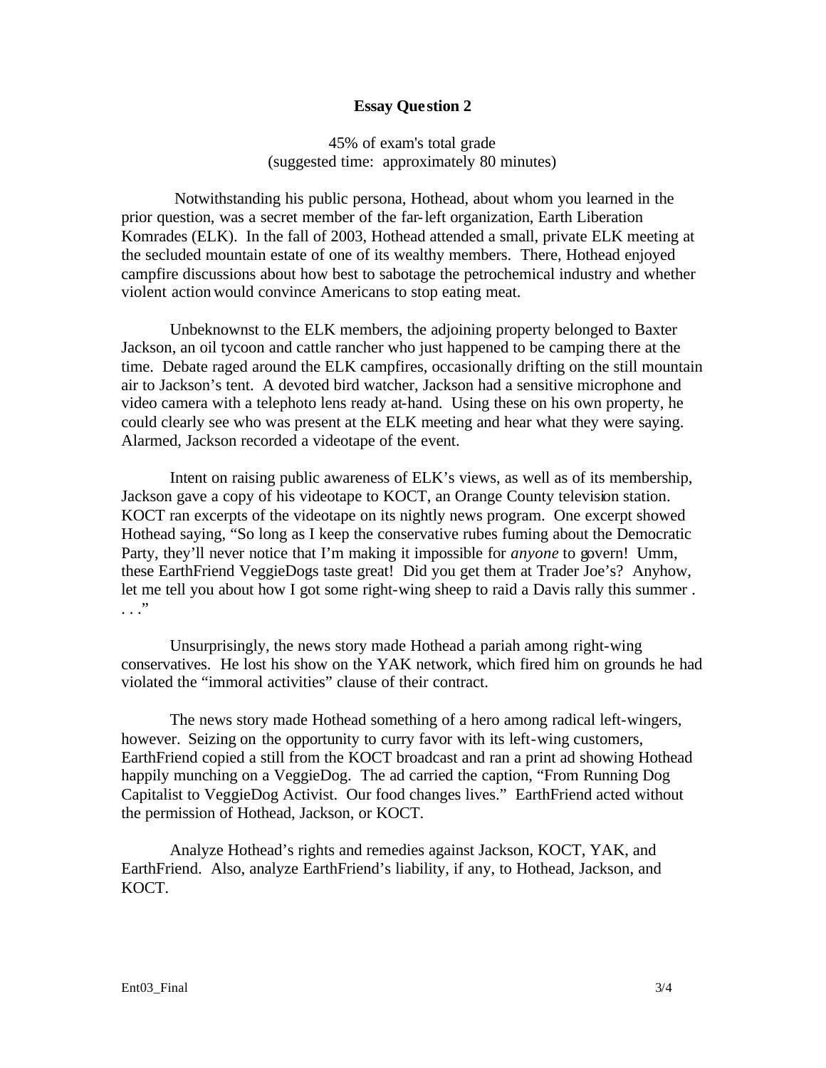## Essay Question 2

45% of exam's total grade
(suggested time: approximately 80 minutes)

Notwithstanding his public persona, Hothead, about whom you learned in the prior question, was a secret member of the far-left organization, Earth Liberation Komrades (ELK). In the fall of 2003, Hothead attended a small, private ELK meeting at the secluded mountain estate of one of its wealthy members. There, Hothead enjoyed campfire discussions about how best to sabotage the petrochemical industry and whether violent action would convince Americans to stop eating meat.

Unbeknownst to the ELK members, the adjoining property belonged to Baxter Jackson, an oil tycoon and cattle rancher who just happened to be camping there at the time. Debate raged around the ELK campfires, occasionally drifting on the still mountain air to Jackson's tent. A devoted bird watcher, Jackson had a sensitive microphone and video camera with a telephoto lens ready at-hand. Using these on his own property, he could clearly see who was present at the ELK meeting and hear what they were saying. Alarmed, Jackson recorded a videotape of the event.

Intent on raising public awareness of ELK's views, as well as of its membership, Jackson gave a copy of his videotape to KOCT, an Orange County television station. KOCT ran excerpts of the videotape on its nightly news program. One excerpt showed Hothead saying, "So long as I keep the conservative rubes fuming about the Democratic Party, they'll never notice that I'm making it impossible for *anyone* to govern! Umm, these EarthFriend VeggieDogs taste great! Did you get them at Trader Joe's? Anyhow, let me tell you about how I got some right-wing sheep to raid a Davis rally this summer . . . ."

Unsurprisingly, the news story made Hothead a pariah among right-wing conservatives. He lost his show on the YAK network, which fired him on grounds he had violated the "immoral activities" clause of their contract.

The news story made Hothead something of a hero among radical left-wingers, however. Seizing on the opportunity to curry favor with its left-wing customers, EarthFriend copied a still from the KOCT broadcast and ran a print ad showing Hothead happily munching on a VeggieDog. The ad carried the caption, "From Running Dog Capitalist to VeggieDog Activist. Our food changes lives." EarthFriend acted without the permission of Hothead, Jackson, or KOCT.

Analyze Hothead's rights and remedies against Jackson, KOCT, YAK, and EarthFriend. Also, analyze EarthFriend's liability, if any, to Hothead, Jackson, and KOCT.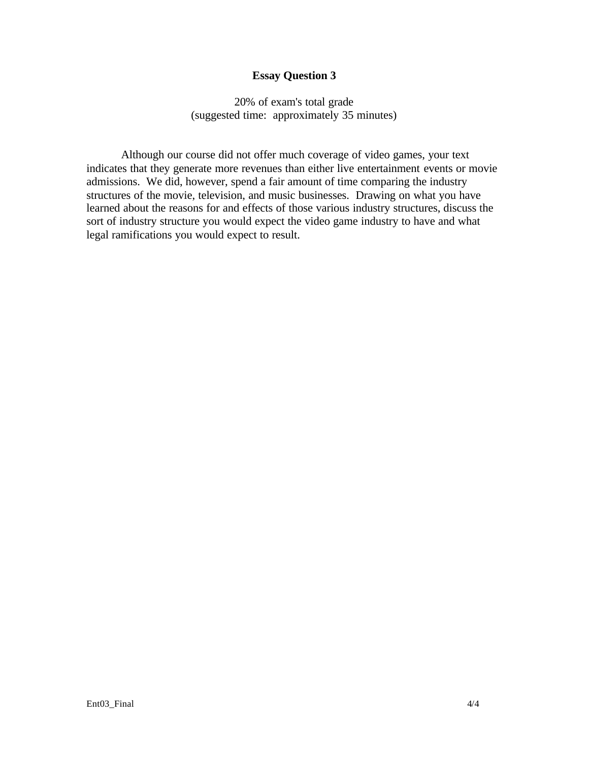# Essay Question 3

20% of exam's total grade
(suggested time: approximately 35 minutes)

Although our course did not offer much coverage of video games, your text indicates that they generate more revenues than either live entertainment events or movie admissions. We did, however, spend a fair amount of time comparing the industry structures of the movie, television, and music businesses. Drawing on what you have learned about the reasons for and effects of those various industry structures, discuss the sort of industry structure you would expect the video game industry to have and what legal ramifications you would expect to result.